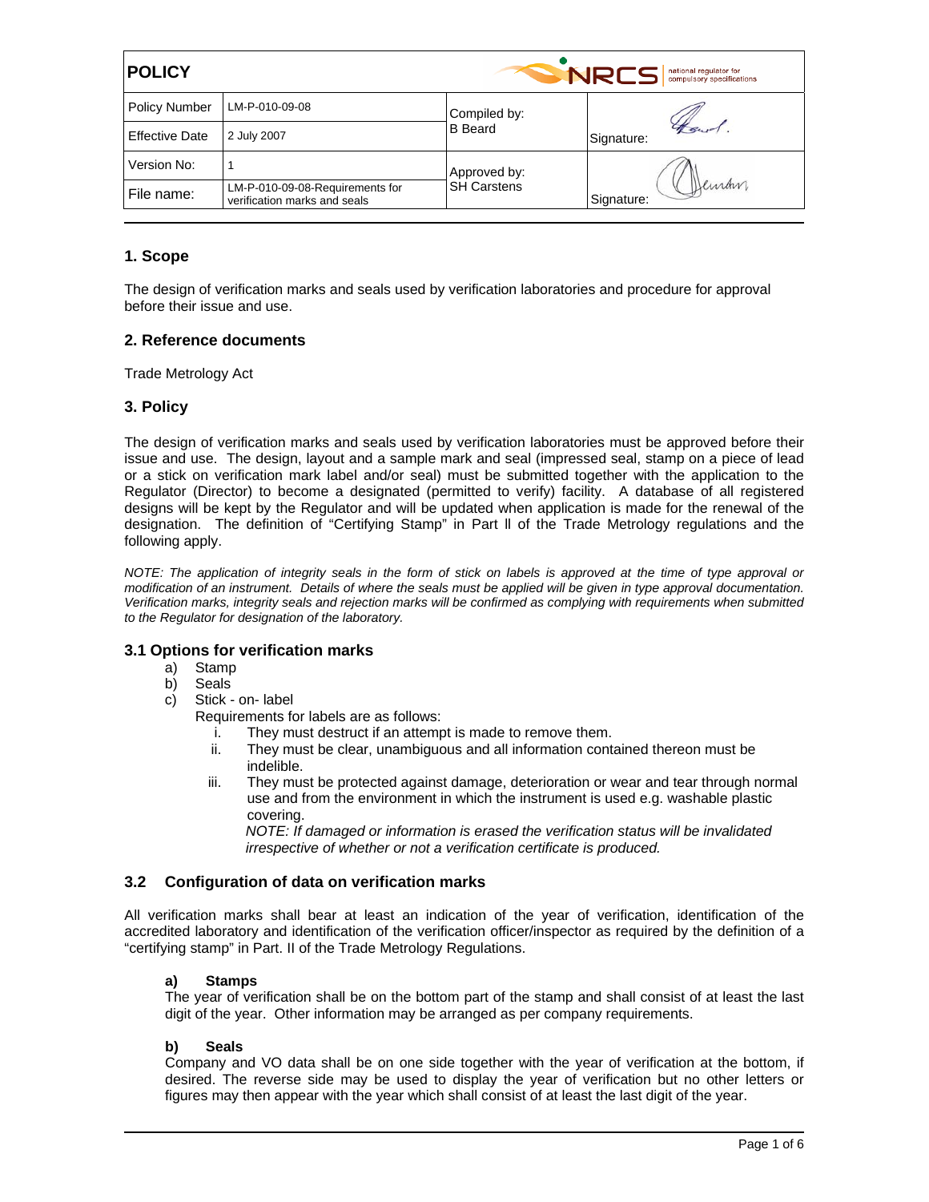| POLICY | | NRCS national regulator for compulsory specifications | |
|---|---|---|---|
| Policy Number | LM-P-010-09-08 | Compiled by: B Beard | Signature: |
| Effective Date | 2 July 2007 | | |
| Version No: | 1 | Approved by: SH Carstens | Signature: |
| File name: | LM-P-010-09-08-Requirements for verification marks and seals | | |

## 1. Scope

The design of verification marks and seals used by verification laboratories and procedure for approval before their issue and use.

## 2. Reference documents

Trade Metrology Act

## 3. Policy

The design of verification marks and seals used by verification laboratories must be approved before their issue and use. The design, layout and a sample mark and seal (impressed seal, stamp on a piece of lead or a stick on verification mark label and/or seal) must be submitted together with the application to the Regulator (Director) to become a designated (permitted to verify) facility. A database of all registered designs will be kept by the Regulator and will be updated when application is made for the renewal of the designation. The definition of "Certifying Stamp" in Part ll of the Trade Metrology regulations and the following apply.

*NOTE: The application of integrity seals in the form of stick on labels is approved at the time of type approval or modification of an instrument. Details of where the seals must be applied will be given in type approval documentation. Verification marks, integrity seals and rejection marks will be confirmed as complying with requirements when submitted to the Regulator for designation of the laboratory.*

### 3.1 Options for verification marks

a) Stamp
b) Seals
c) Stick - on- label

   Requirements for labels are as follows:

   i. They must destruct if an attempt is made to remove them.
   ii. They must be clear, unambiguous and all information contained thereon must be indelible.
   iii. They must be protected against damage, deterioration or wear and tear through normal use and from the environment in which the instrument is used e.g. washable plastic covering.

      *NOTE: If damaged or information is erased the verification status will be invalidated irrespective of whether or not a verification certificate is produced.*

### 3.2 Configuration of data on verification marks

All verification marks shall bear at least an indication of the year of verification, identification of the accredited laboratory and identification of the verification officer/inspector as required by the definition of a "certifying stamp" in Part. II of the Trade Metrology Regulations.

**a) Stamps**

The year of verification shall be on the bottom part of the stamp and shall consist of at least the last digit of the year. Other information may be arranged as per company requirements.

**b) Seals**

Company and VO data shall be on one side together with the year of verification at the bottom, if desired. The reverse side may be used to display the year of verification but no other letters or figures may then appear with the year which shall consist of at least the last digit of the year.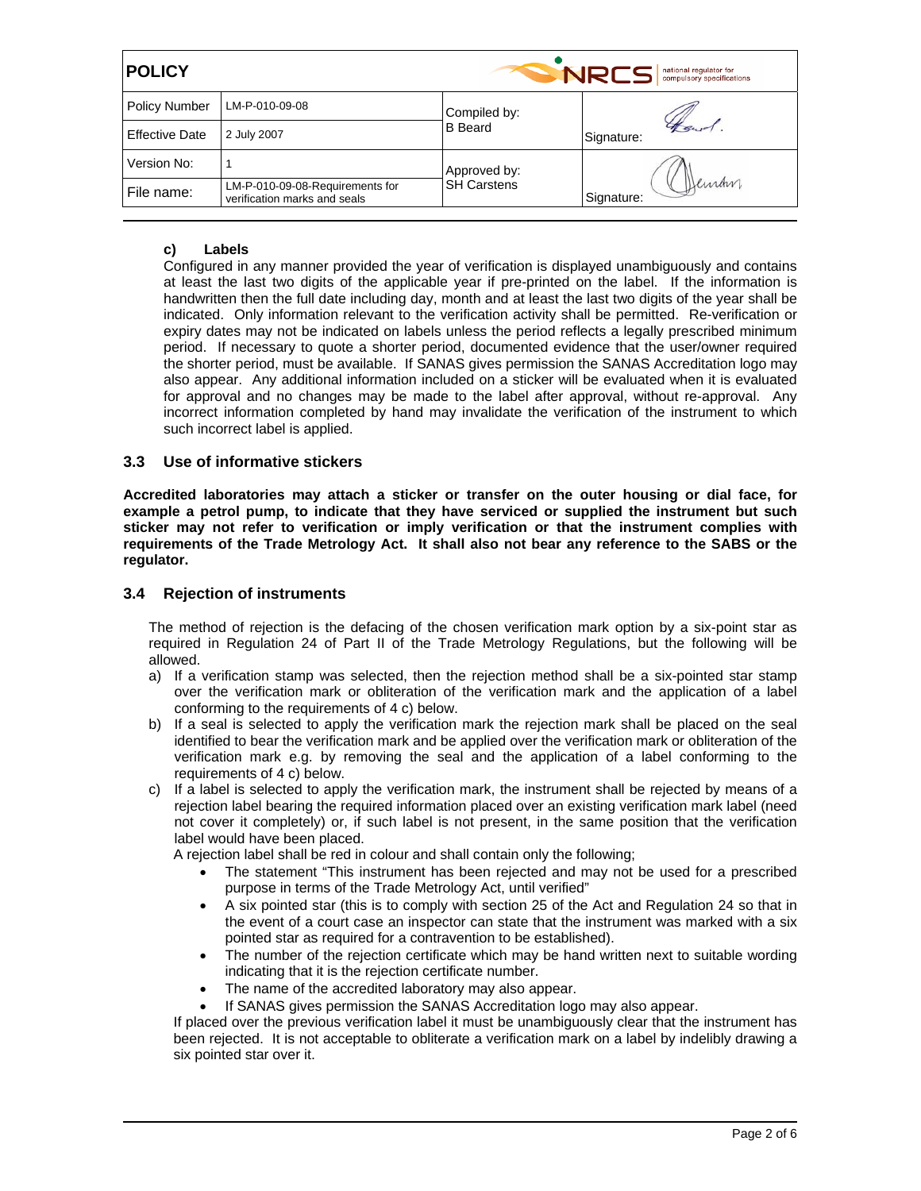**c) Labels**

Configured in any manner provided the year of verification is displayed unambiguously and contains at least the last two digits of the applicable year if pre-printed on the label. If the information is handwritten then the full date including day, month and at least the last two digits of the year shall be indicated. Only information relevant to the verification activity shall be permitted. Re-verification or expiry dates may not be indicated on labels unless the period reflects a legally prescribed minimum period. If necessary to quote a shorter period, documented evidence that the user/owner required the shorter period, must be available. If SANAS gives permission the SANAS Accreditation logo may also appear. Any additional information included on a sticker will be evaluated when it is evaluated for approval and no changes may be made to the label after approval, without re-approval. Any incorrect information completed by hand may invalidate the verification of the instrument to which such incorrect label is applied.

### 3.3 Use of informative stickers

**Accredited laboratories may attach a sticker or transfer on the outer housing or dial face, for example a petrol pump, to indicate that they have serviced or supplied the instrument but such sticker may not refer to verification or imply verification or that the instrument complies with requirements of the Trade Metrology Act. It shall also not bear any reference to the SABS or the regulator.**

### 3.4 Rejection of instruments

The method of rejection is the defacing of the chosen verification mark option by a six-point star as required in Regulation 24 of Part II of the Trade Metrology Regulations, but the following will be allowed.

a) If a verification stamp was selected, then the rejection method shall be a six-pointed star stamp over the verification mark or obliteration of the verification mark and the application of a label conforming to the requirements of 4 c) below.

b) If a seal is selected to apply the verification mark the rejection mark shall be placed on the seal identified to bear the verification mark and be applied over the verification mark or obliteration of the verification mark e.g. by removing the seal and the application of a label conforming to the requirements of 4 c) below.

c) If a label is selected to apply the verification mark, the instrument shall be rejected by means of a rejection label bearing the required information placed over an existing verification mark label (need not cover it completely) or, if such label is not present, in the same position that the verification label would have been placed.

   A rejection label shall be red in colour and shall contain only the following;

   - The statement "This instrument has been rejected and may not be used for a prescribed purpose in terms of the Trade Metrology Act, until verified"
   - A six pointed star (this is to comply with section 25 of the Act and Regulation 24 so that in the event of a court case an inspector can state that the instrument was marked with a six pointed star as required for a contravention to be established).
   - The number of the rejection certificate which may be hand written next to suitable wording indicating that it is the rejection certificate number.
   - The name of the accredited laboratory may also appear.
   - If SANAS gives permission the SANAS Accreditation logo may also appear.

   If placed over the previous verification label it must be unambiguously clear that the instrument has been rejected. It is not acceptable to obliterate a verification mark on a label by indelibly drawing a six pointed star over it.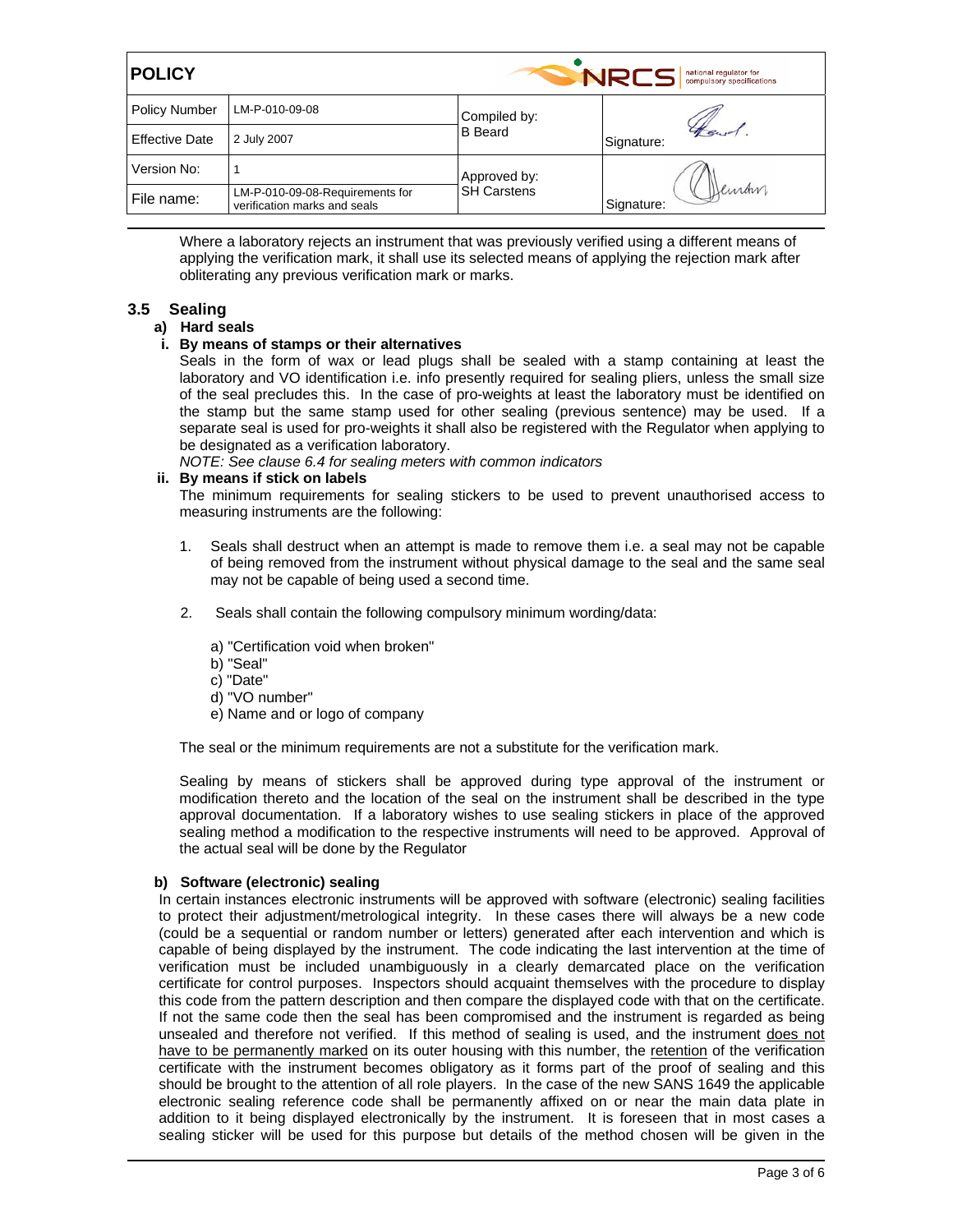Where a laboratory rejects an instrument that was previously verified using a different means of applying the verification mark, it shall use its selected means of applying the rejection mark after obliterating any previous verification mark or marks.

### 3.5 Sealing

**a) Hard seals**

**i. By means of stamps or their alternatives**

Seals in the form of wax or lead plugs shall be sealed with a stamp containing at least the laboratory and VO identification i.e. info presently required for sealing pliers, unless the small size of the seal precludes this. In the case of pro-weights at least the laboratory must be identified on the stamp but the same stamp used for other sealing (previous sentence) may be used. If a separate seal is used for pro-weights it shall also be registered with the Regulator when applying to be designated as a verification laboratory.

*NOTE: See clause 6.4 for sealing meters with common indicators*

**ii. By means if stick on labels**

The minimum requirements for sealing stickers to be used to prevent unauthorised access to measuring instruments are the following:

1. Seals shall destruct when an attempt is made to remove them i.e. a seal may not be capable of being removed from the instrument without physical damage to the seal and the same seal may not be capable of being used a second time.

2. Seals shall contain the following compulsory minimum wording/data:

   a) "Certification void when broken"
   b) "Seal"
   c) "Date"
   d) "VO number"
   e) Name and or logo of company

The seal or the minimum requirements are not a substitute for the verification mark.

Sealing by means of stickers shall be approved during type approval of the instrument or modification thereto and the location of the seal on the instrument shall be described in the type approval documentation. If a laboratory wishes to use sealing stickers in place of the approved sealing method a modification to the respective instruments will need to be approved. Approval of the actual seal will be done by the Regulator

**b) Software (electronic) sealing**

In certain instances electronic instruments will be approved with software (electronic) sealing facilities to protect their adjustment/metrological integrity. In these cases there will always be a new code (could be a sequential or random number or letters) generated after each intervention and which is capable of being displayed by the instrument. The code indicating the last intervention at the time of verification must be included unambiguously in a clearly demarcated place on the verification certificate for control purposes. Inspectors should acquaint themselves with the procedure to display this code from the pattern description and then compare the displayed code with that on the certificate. If not the same code then the seal has been compromised and the instrument is regarded as being unsealed and therefore not verified. If this method of sealing is used, and the instrument <u>does not have to be permanently marked</u> on its outer housing with this number, the <u>retention</u> of the verification certificate with the instrument becomes obligatory as it forms part of the proof of sealing and this should be brought to the attention of all role players. In the case of the new SANS 1649 the applicable electronic sealing reference code shall be permanently affixed on or near the main data plate in addition to it being displayed electronically by the instrument. It is foreseen that in most cases a sealing sticker will be used for this purpose but details of the method chosen will be given in the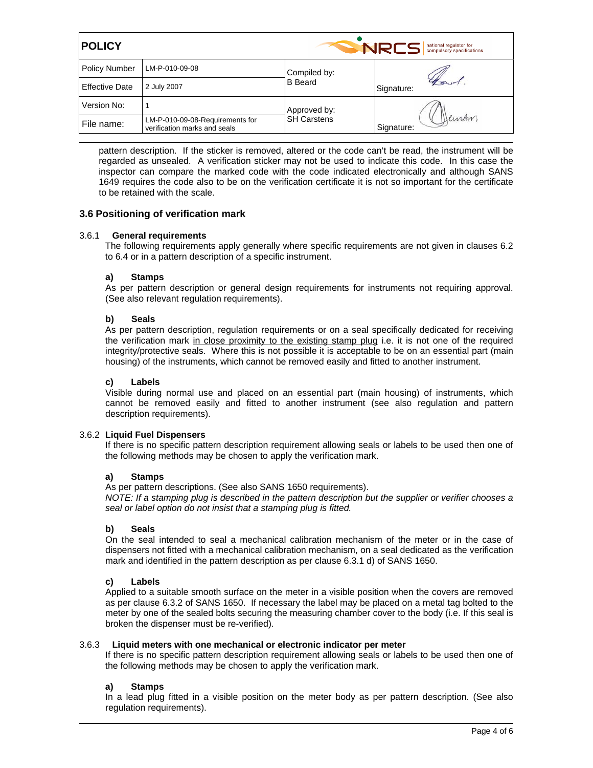pattern description. If the sticker is removed, altered or the code can't be read, the instrument will be regarded as unsealed. A verification sticker may not be used to indicate this code. In this case the inspector can compare the marked code with the code indicated electronically and although SANS 1649 requires the code also to be on the verification certificate it is not so important for the certificate to be retained with the scale.

### 3.6 Positioning of verification mark

#### 3.6.1 General requirements

The following requirements apply generally where specific requirements are not given in clauses 6.2 to 6.4 or in a pattern description of a specific instrument.

**a) Stamps**

As per pattern description or general design requirements for instruments not requiring approval. (See also relevant regulation requirements).

**b) Seals**

As per pattern description, regulation requirements or on a seal specifically dedicated for receiving the verification mark <u>in close proximity to the existing stamp plug</u> i.e. it is not one of the required integrity/protective seals. Where this is not possible it is acceptable to be on an essential part (main housing) of the instruments, which cannot be removed easily and fitted to another instrument.

**c) Labels**

Visible during normal use and placed on an essential part (main housing) of instruments, which cannot be removed easily and fitted to another instrument (see also regulation and pattern description requirements).

#### 3.6.2 Liquid Fuel Dispensers

If there is no specific pattern description requirement allowing seals or labels to be used then one of the following methods may be chosen to apply the verification mark.

**a) Stamps**

As per pattern descriptions. (See also SANS 1650 requirements).

*NOTE: If a stamping plug is described in the pattern description but the supplier or verifier chooses a seal or label option do not insist that a stamping plug is fitted.*

**b) Seals**

On the seal intended to seal a mechanical calibration mechanism of the meter or in the case of dispensers not fitted with a mechanical calibration mechanism, on a seal dedicated as the verification mark and identified in the pattern description as per clause 6.3.1 d) of SANS 1650.

**c) Labels**

Applied to a suitable smooth surface on the meter in a visible position when the covers are removed as per clause 6.3.2 of SANS 1650. If necessary the label may be placed on a metal tag bolted to the meter by one of the sealed bolts securing the measuring chamber cover to the body (i.e. If this seal is broken the dispenser must be re-verified).

#### 3.6.3 Liquid meters with one mechanical or electronic indicator per meter

If there is no specific pattern description requirement allowing seals or labels to be used then one of the following methods may be chosen to apply the verification mark.

**a) Stamps**

In a lead plug fitted in a visible position on the meter body as per pattern description. (See also regulation requirements).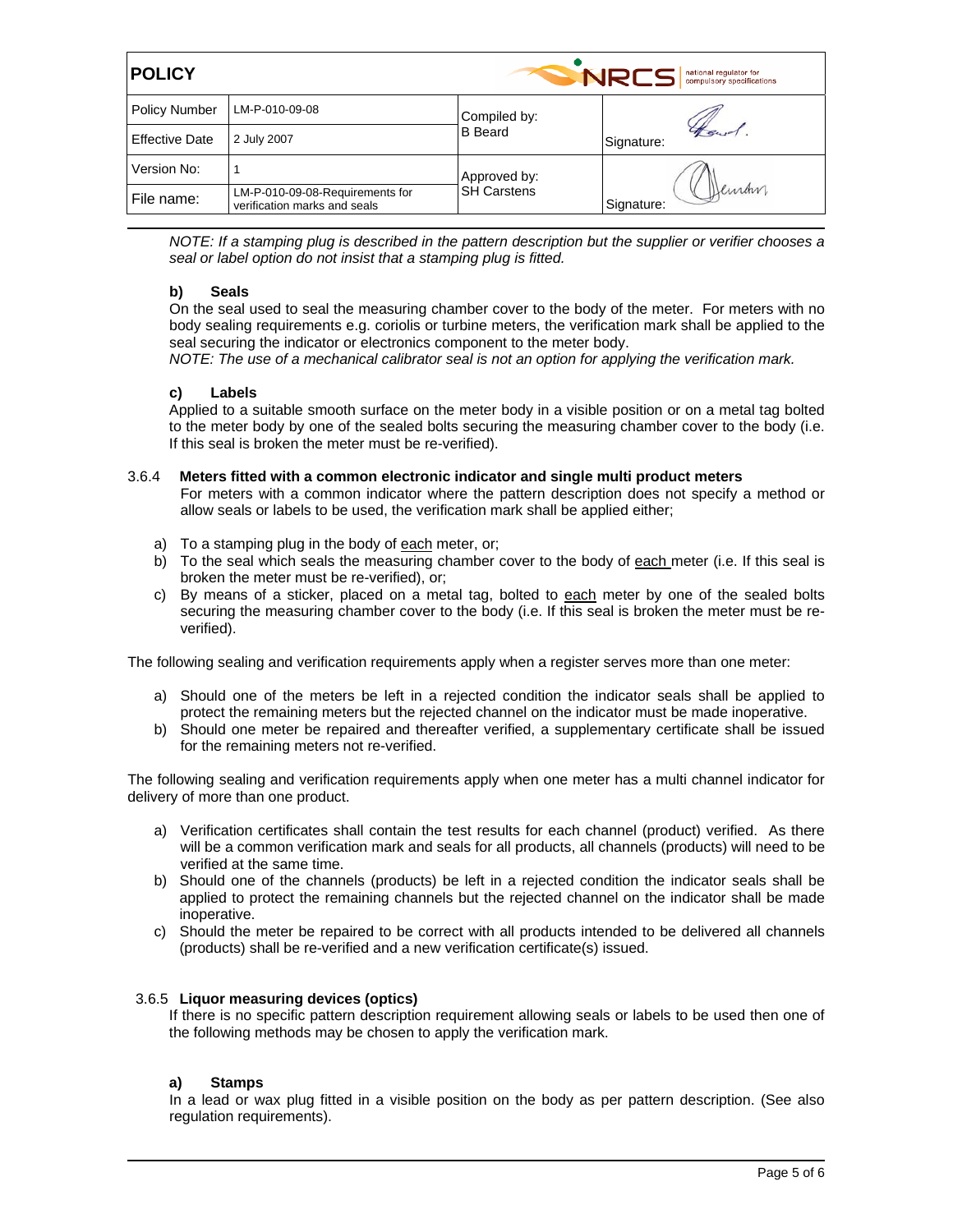*NOTE: If a stamping plug is described in the pattern description but the supplier or verifier chooses a seal or label option do not insist that a stamping plug is fitted.*

**b) Seals**

On the seal used to seal the measuring chamber cover to the body of the meter. For meters with no body sealing requirements e.g. coriolis or turbine meters, the verification mark shall be applied to the seal securing the indicator or electronics component to the meter body.

*NOTE: The use of a mechanical calibrator seal is not an option for applying the verification mark.*

**c) Labels**

Applied to a suitable smooth surface on the meter body in a visible position or on a metal tag bolted to the meter body by one of the sealed bolts securing the measuring chamber cover to the body (i.e. If this seal is broken the meter must be re-verified).

### 3.6.4 Meters fitted with a common electronic indicator and single multi product meters

For meters with a common indicator where the pattern description does not specify a method or allow seals or labels to be used, the verification mark shall be applied either;

a) To a stamping plug in the body of each meter, or;
b) To the seal which seals the measuring chamber cover to the body of each meter (i.e. If this seal is broken the meter must be re-verified), or;
c) By means of a sticker, placed on a metal tag, bolted to each meter by one of the sealed bolts securing the measuring chamber cover to the body (i.e. If this seal is broken the meter must be re-verified).

The following sealing and verification requirements apply when a register serves more than one meter:

a) Should one of the meters be left in a rejected condition the indicator seals shall be applied to protect the remaining meters but the rejected channel on the indicator must be made inoperative.
b) Should one meter be repaired and thereafter verified, a supplementary certificate shall be issued for the remaining meters not re-verified.

The following sealing and verification requirements apply when one meter has a multi channel indicator for delivery of more than one product.

a) Verification certificates shall contain the test results for each channel (product) verified. As there will be a common verification mark and seals for all products, all channels (products) will need to be verified at the same time.
b) Should one of the channels (products) be left in a rejected condition the indicator seals shall be applied to protect the remaining channels but the rejected channel on the indicator shall be made inoperative.
c) Should the meter be repaired to be correct with all products intended to be delivered all channels (products) shall be re-verified and a new verification certificate(s) issued.

### 3.6.5 Liquor measuring devices (optics)

If there is no specific pattern description requirement allowing seals or labels to be used then one of the following methods may be chosen to apply the verification mark.

**a) Stamps**

In a lead or wax plug fitted in a visible position on the body as per pattern description. (See also regulation requirements).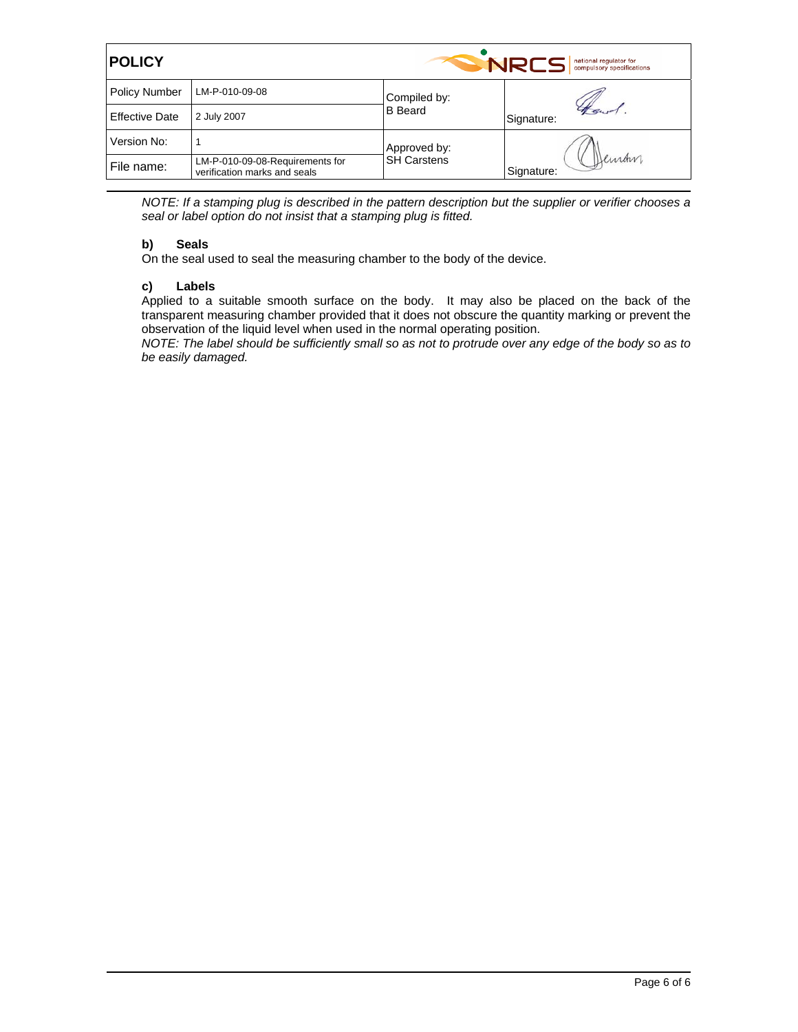*NOTE: If a stamping plug is described in the pattern description but the supplier or verifier chooses a seal or label option do not insist that a stamping plug is fitted.*

**b) Seals**

On the seal used to seal the measuring chamber to the body of the device.

**c) Labels**

Applied to a suitable smooth surface on the body. It may also be placed on the back of the transparent measuring chamber provided that it does not obscure the quantity marking or prevent the observation of the liquid level when used in the normal operating position.

*NOTE: The label should be sufficiently small so as not to protrude over any edge of the body so as to be easily damaged.*